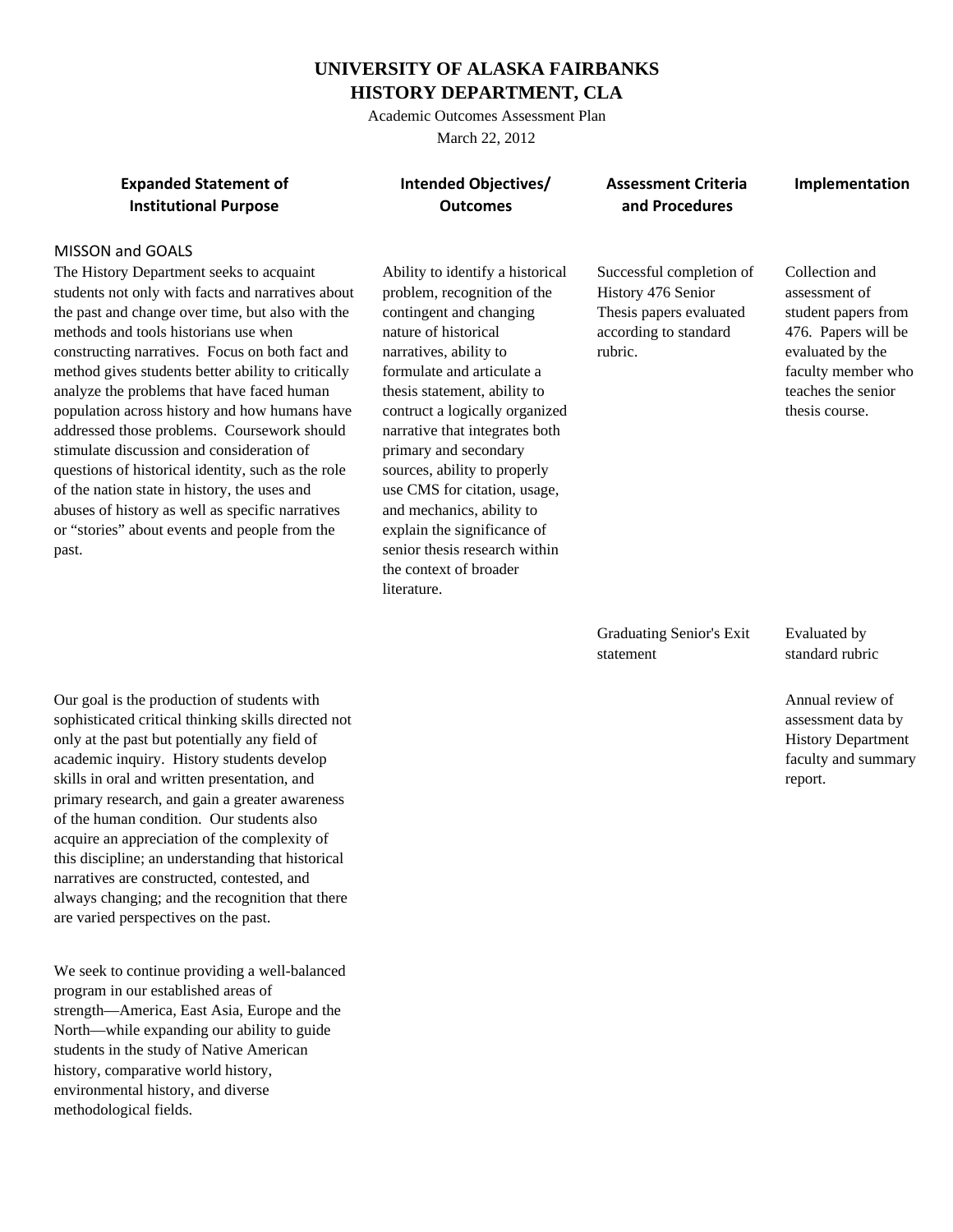# UNIVERSITY OF ALASKA FAIRBANKS
# HISTORY DEPARTMENT, CLA

Academic Outcomes Assessment Plan

March 22, 2012

| Expanded Statement of Institutional Purpose | Intended Objectives/ Outcomes | Assessment Criteria and Procedures | Implementation |
|---|---|---|---|
| MISSON and GOALS<br>The History Department seeks to acquaint students not only with facts and narratives about the past and change over time, but also with the methods and tools historians use when constructing narratives. Focus on both fact and method gives students better ability to critically analyze the problems that have faced human population across history and how humans have addressed those problems. Coursework should stimulate discussion and consideration of questions of historical identity, such as the role of the nation state in history, the uses and abuses of history as well as specific narratives or "stories" about events and people from the past. | Ability to identify a historical problem, recognition of the contingent and changing nature of historical narratives, ability to formulate and articulate a thesis statement, ability to contruct a logically organized narrative that integrates both primary and secondary sources, ability to properly use CMS for citation, usage, and mechanics, ability to explain the significance of senior thesis research within the context of broader literature. | Successful completion of History 476 Senior Thesis papers evaluated according to standard rubric. | Collection and assessment of student papers from 476. Papers will be evaluated by the faculty member who teaches the senior thesis course. |
| | | Graduating Senior's Exit statement | Evaluated by standard rubric |
| Our goal is the production of students with sophisticated critical thinking skills directed not only at the past but potentially any field of academic inquiry. History students develop skills in oral and written presentation, and primary research, and gain a greater awareness of the human condition. Our students also acquire an appreciation of the complexity of this discipline; an understanding that historical narratives are constructed, contested, and always changing; and the recognition that there are varied perspectives on the past. | | | Annual review of assessment data by History Department faculty and summary report. |
| We seek to continue providing a well-balanced program in our established areas of strength—America, East Asia, Europe and the North—while expanding our ability to guide students in the study of Native American history, comparative world history, environmental history, and diverse methodological fields. | | | |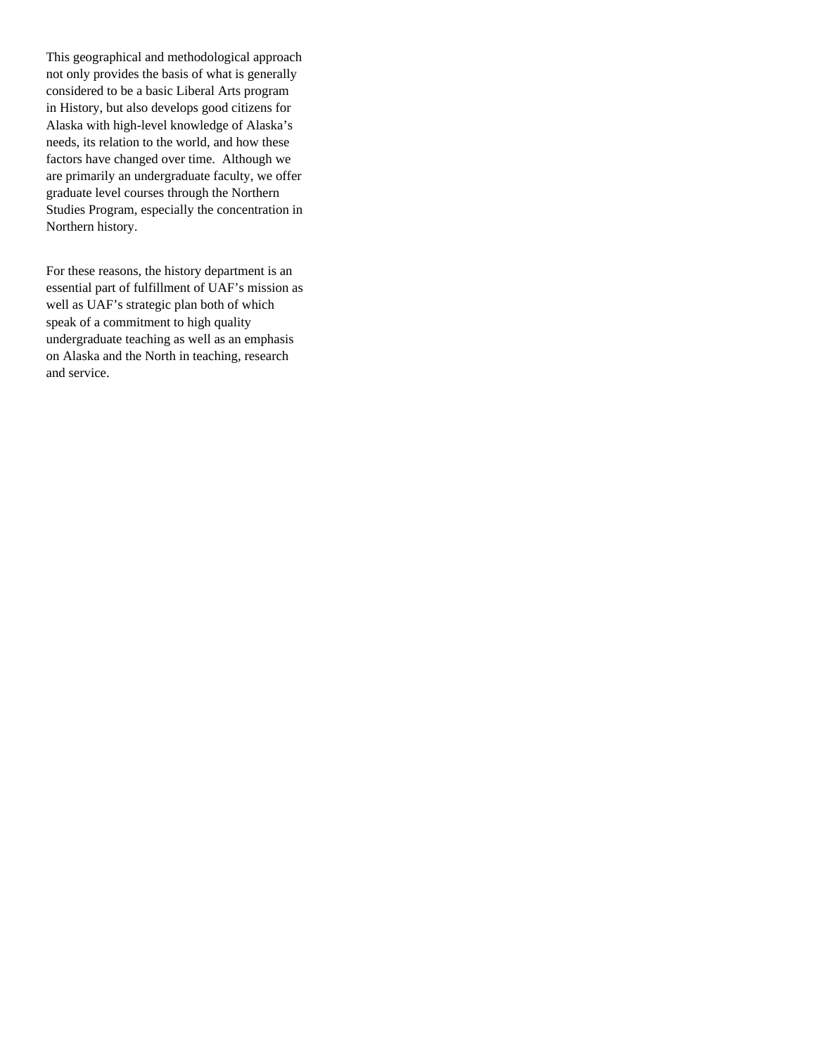This geographical and methodological approach not only provides the basis of what is generally considered to be a basic Liberal Arts program in History, but also develops good citizens for Alaska with high-level knowledge of Alaska's needs, its relation to the world, and how these factors have changed over time. Although we are primarily an undergraduate faculty, we offer graduate level courses through the Northern Studies Program, especially the concentration in Northern history.

For these reasons, the history department is an essential part of fulfillment of UAF's mission as well as UAF's strategic plan both of which speak of a commitment to high quality undergraduate teaching as well as an emphasis on Alaska and the North in teaching, research and service.